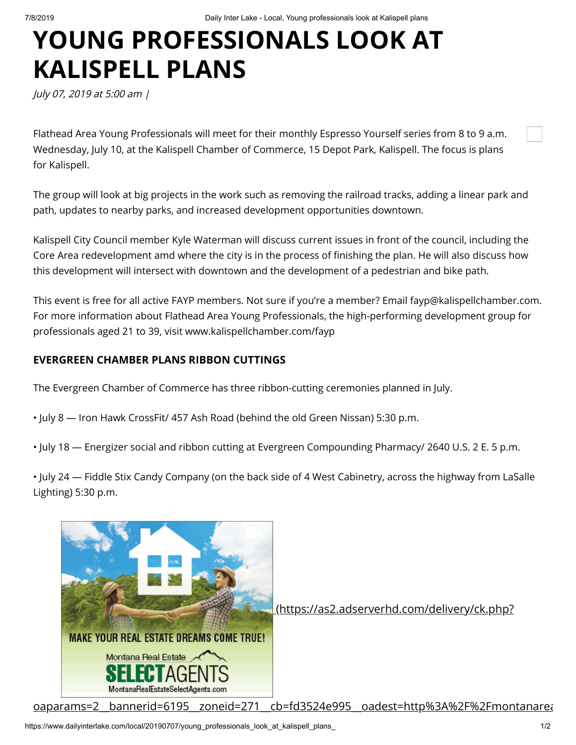# YOUNG PROFESSIONALS LOOK AT KALISPELL PLANS

*July 07, 2019 at 5:00 am |*

Flathead Area Young Professionals will meet for their monthly Espresso Yourself series from 8 to 9 a.m. Wednesday, July 10, at the Kalispell Chamber of Commerce, 15 Depot Park, Kalispell. The focus is plans for Kalispell.

The group will look at big projects in the work such as removing the railroad tracks, adding a linear park and path, updates to nearby parks, and increased development opportunities downtown.

Kalispell City Council member Kyle Waterman will discuss current issues in front of the council, including the Core Area redevelopment amd where the city is in the process of finishing the plan. He will also discuss how this development will intersect with downtown and the development of a pedestrian and bike path.

This event is free for all active FAYP members. Not sure if you're a member? Email fayp@kalispellchamber.com. For more information about Flathead Area Young Professionals, the high-performing development group for professionals aged 21 to 39, visit www.kalispellchamber.com/fayp

**EVERGREEN CHAMBER PLANS RIBBON CUTTINGS**

The Evergreen Chamber of Commerce has three ribbon-cutting ceremonies planned in July.

• July 8 — Iron Hawk CrossFit/ 457 Ash Road (behind the old Green Nissan) 5:30 p.m.

• July 18 — Energizer social and ribbon cutting at Evergreen Compounding Pharmacy/ 2640 U.S. 2 E. 5 p.m.

• July 24 — Fiddle Stix Candy Company (on the back side of 4 West Cabinetry, across the highway from LaSalle Lighting) 5:30 p.m.

(https://as2.adserverhd.com/delivery/ck.php?oaparams=2__bannerid=6195__zoneid=271__cb=fd3524e995__oadest=http%3A%2F%2Fmontanarea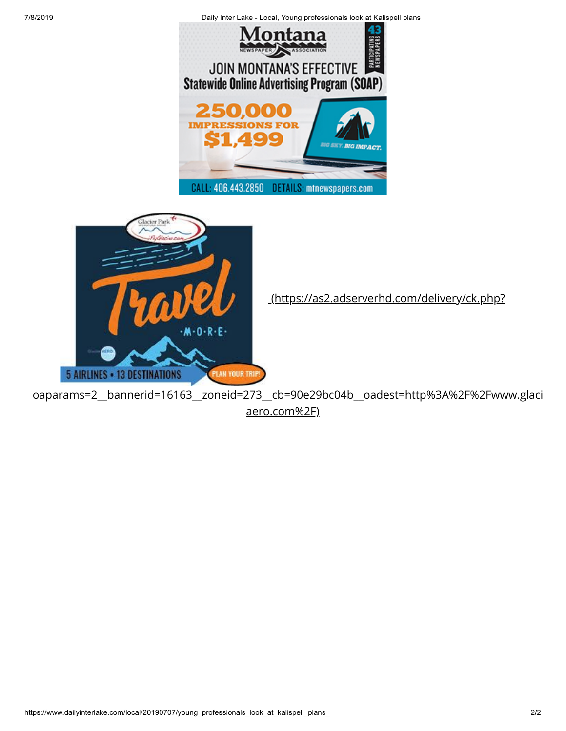JOIN MONTANA'S EFFECTIVE Statewide Online Advertising Program (SOAP)

250,000 IMPRESSIONS FOR $1,499

CALL: 406.443.2850 DETAILS: mtnewspapers.com

Travel MORE

5 AIRLINES • 13 DESTINATIONS PLAN YOUR TRIP!

(https://as2.adserverhd.com/delivery/ck.php?oaparams=2__bannerid=16163__zoneid=273__cb=90e29bc04b__oadest=http%3A%2F%2Fwww.glaciaero.com%2F)